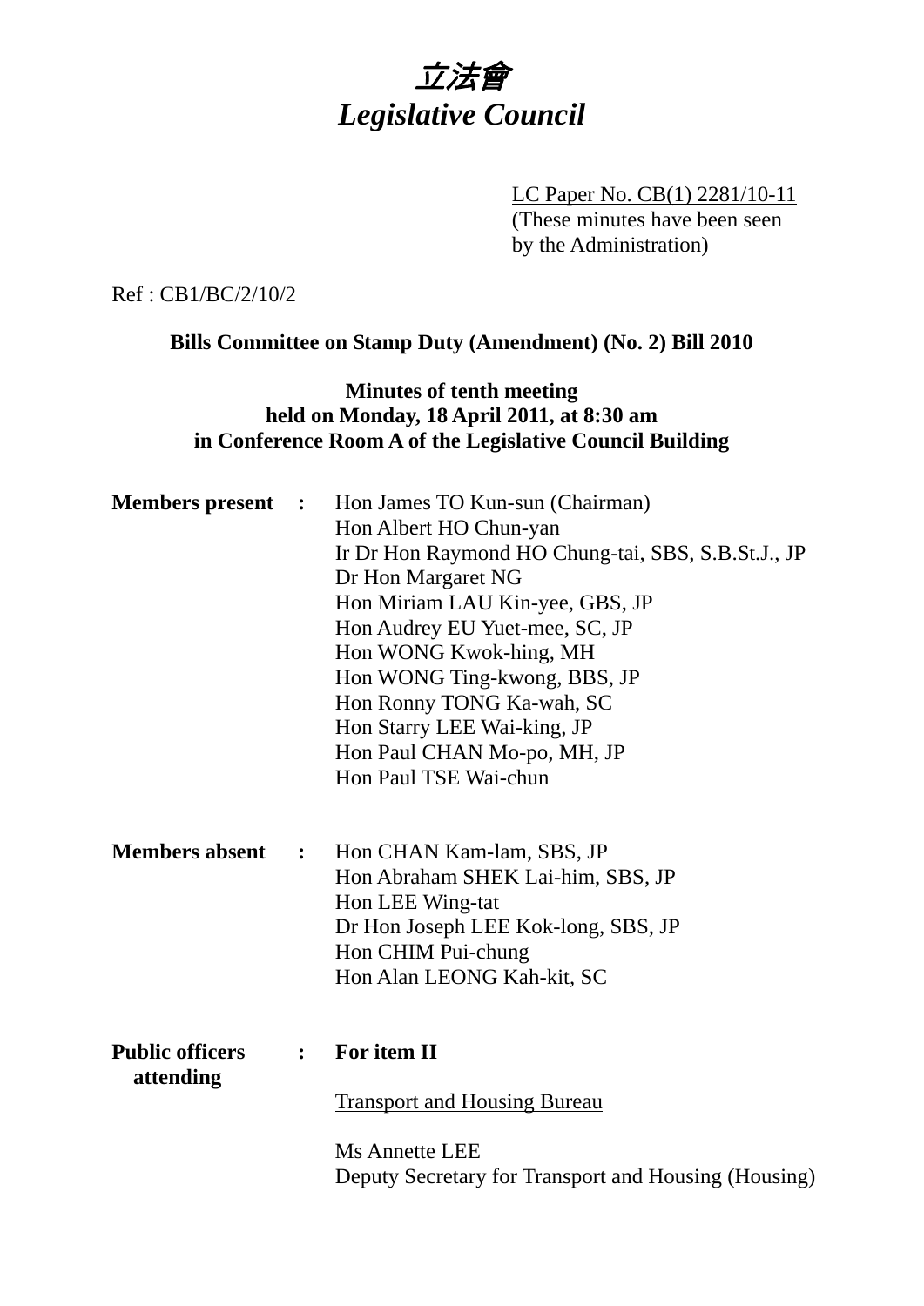# *立法會*
# *Legislative Council*

LC Paper No. CB(1) 2281/10-11
(These minutes have been seen by the Administration)

Ref : CB1/BC/2/10/2

**Bills Committee on Stamp Duty (Amendment) (No. 2) Bill 2010**

**Minutes of tenth meeting**
**held on Monday, 18 April 2011, at 8:30 am**
**in Conference Room A of the Legislative Council Building**

**Members present :**

Hon James TO Kun-sun (Chairman)
Hon Albert HO Chun-yan
Ir Dr Hon Raymond HO Chung-tai, SBS, S.B.St.J., JP
Dr Hon Margaret NG
Hon Miriam LAU Kin-yee, GBS, JP
Hon Audrey EU Yuet-mee, SC, JP
Hon WONG Kwok-hing, MH
Hon WONG Ting-kwong, BBS, JP
Hon Ronny TONG Ka-wah, SC
Hon Starry LEE Wai-king, JP
Hon Paul CHAN Mo-po, MH, JP
Hon Paul TSE Wai-chun

**Members absent :**

Hon CHAN Kam-lam, SBS, JP
Hon Abraham SHEK Lai-him, SBS, JP
Hon LEE Wing-tat
Dr Hon Joseph LEE Kok-long, SBS, JP
Hon CHIM Pui-chung
Hon Alan LEONG Kah-kit, SC

**Public officers attending :**

**For item II**

Transport and Housing Bureau

Ms Annette LEE
Deputy Secretary for Transport and Housing (Housing)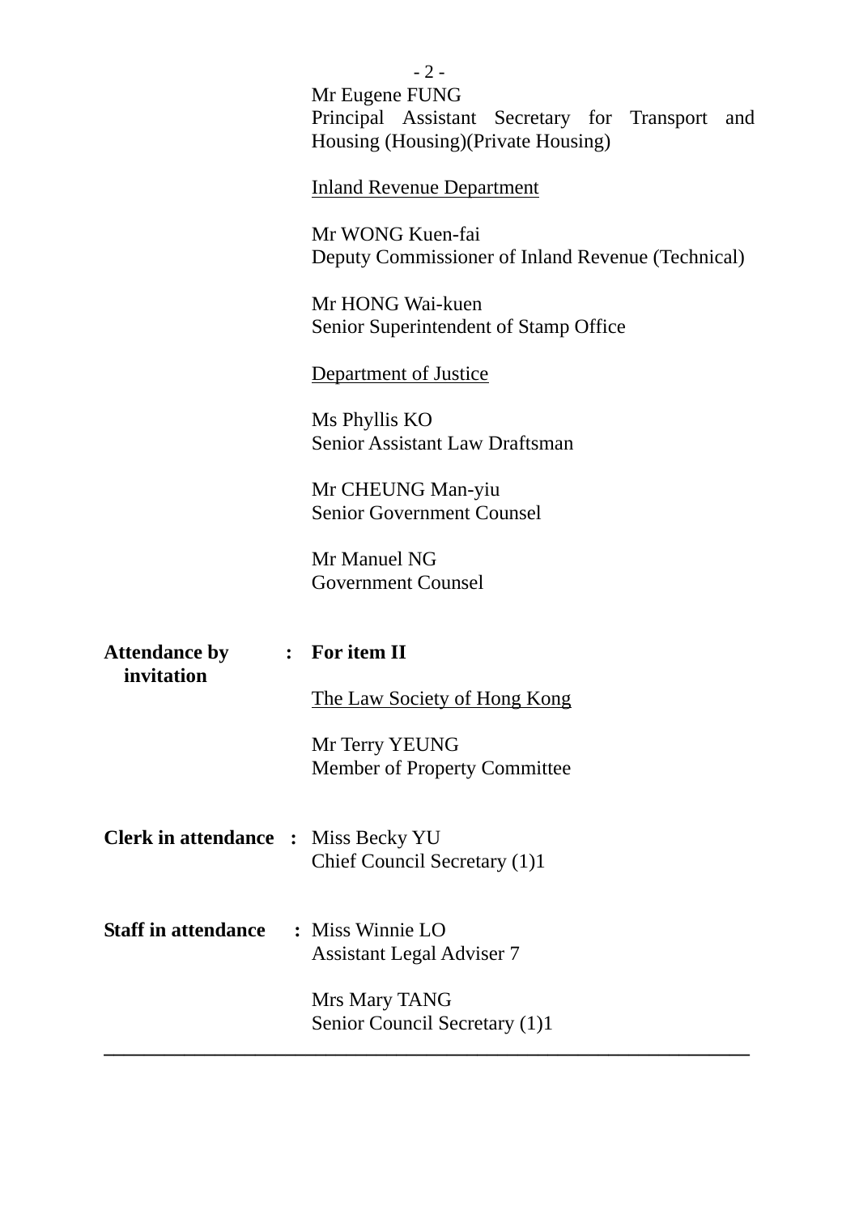Mr Eugene FUNG
Principal Assistant Secretary for Transport and Housing (Housing)(Private Housing)

<u>Inland Revenue Department</u>

Mr WONG Kuen-fai
Deputy Commissioner of Inland Revenue (Technical)

Mr HONG Wai-kuen
Senior Superintendent of Stamp Office

<u>Department of Justice</u>

Ms Phyllis KO
Senior Assistant Law Draftsman

Mr CHEUNG Man-yiu
Senior Government Counsel

Mr Manuel NG
Government Counsel

**Attendance by invitation** : **For item II**

<u>The Law Society of Hong Kong</u>

Mr Terry YEUNG
Member of Property Committee

**Clerk in attendance** : Miss Becky YU
Chief Council Secretary (1)1

**Staff in attendance** : Miss Winnie LO
Assistant Legal Adviser 7

Mrs Mary TANG
Senior Council Secretary (1)1

---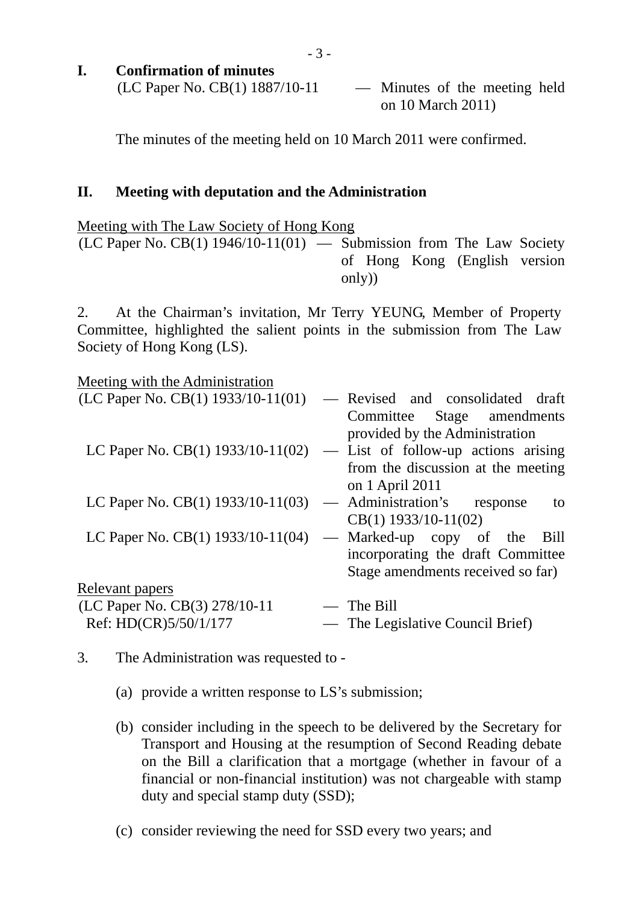## I. Confirmation of minutes

(LC Paper No. CB(1) 1887/10-11 — Minutes of the meeting held on 10 March 2011)

The minutes of the meeting held on 10 March 2011 were confirmed.

## II. Meeting with deputation and the Administration

Meeting with The Law Society of Hong Kong

(LC Paper No. CB(1) 1946/10-11(01) — Submission from The Law Society of Hong Kong (English version only))

2. At the Chairman's invitation, Mr Terry YEUNG, Member of Property Committee, highlighted the salient points in the submission from The Law Society of Hong Kong (LS).

Meeting with the Administration

(LC Paper No. CB(1) 1933/10-11(01) — Revised and consolidated draft Committee Stage amendments provided by the Administration

LC Paper No. CB(1) 1933/10-11(02) — List of follow-up actions arising from the discussion at the meeting on 1 April 2011

LC Paper No. CB(1) 1933/10-11(03) — Administration's response to CB(1) 1933/10-11(02)

LC Paper No. CB(1) 1933/10-11(04) — Marked-up copy of the Bill incorporating the draft Committee Stage amendments received so far)

Relevant papers

(LC Paper No. CB(3) 278/10-11 — The Bill

Ref: HD(CR)5/50/1/177 — The Legislative Council Brief)

3. The Administration was requested to -

(a) provide a written response to LS's submission;

(b) consider including in the speech to be delivered by the Secretary for Transport and Housing at the resumption of Second Reading debate on the Bill a clarification that a mortgage (whether in favour of a financial or non-financial institution) was not chargeable with stamp duty and special stamp duty (SSD);

(c) consider reviewing the need for SSD every two years; and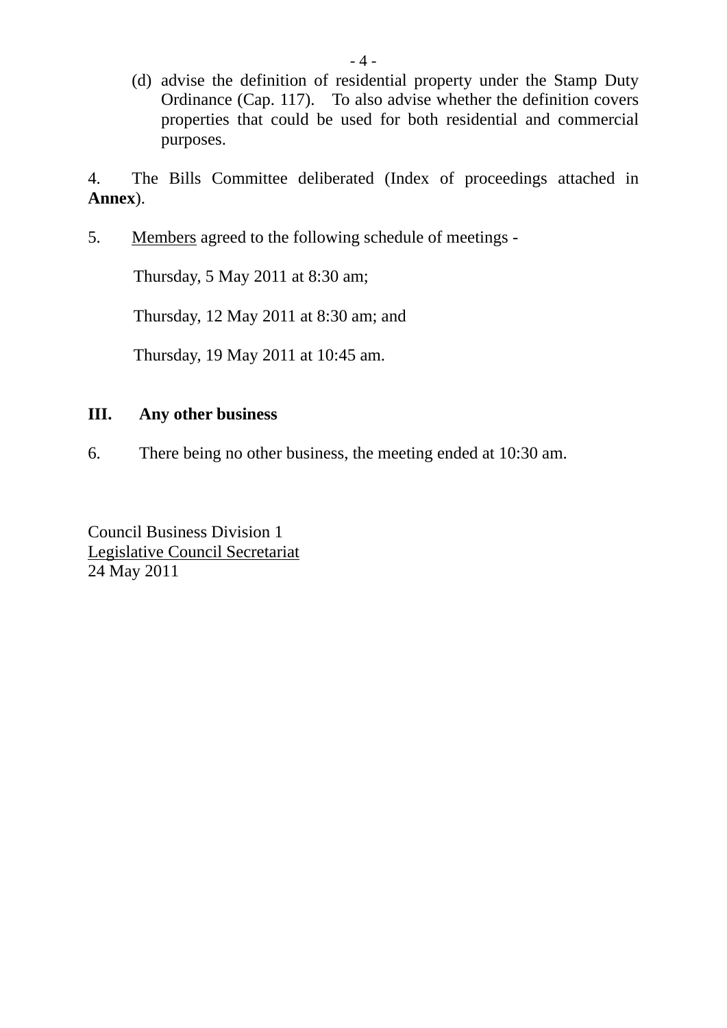(d) advise the definition of residential property under the Stamp Duty Ordinance (Cap. 117). To also advise whether the definition covers properties that could be used for both residential and commercial purposes.

4. The Bills Committee deliberated (Index of proceedings attached in **Annex**).

5. Members agreed to the following schedule of meetings -

Thursday, 5 May 2011 at 8:30 am;

Thursday, 12 May 2011 at 8:30 am; and

Thursday, 19 May 2011 at 10:45 am.

## III. Any other business

6. There being no other business, the meeting ended at 10:30 am.

Council Business Division 1
Legislative Council Secretariat
24 May 2011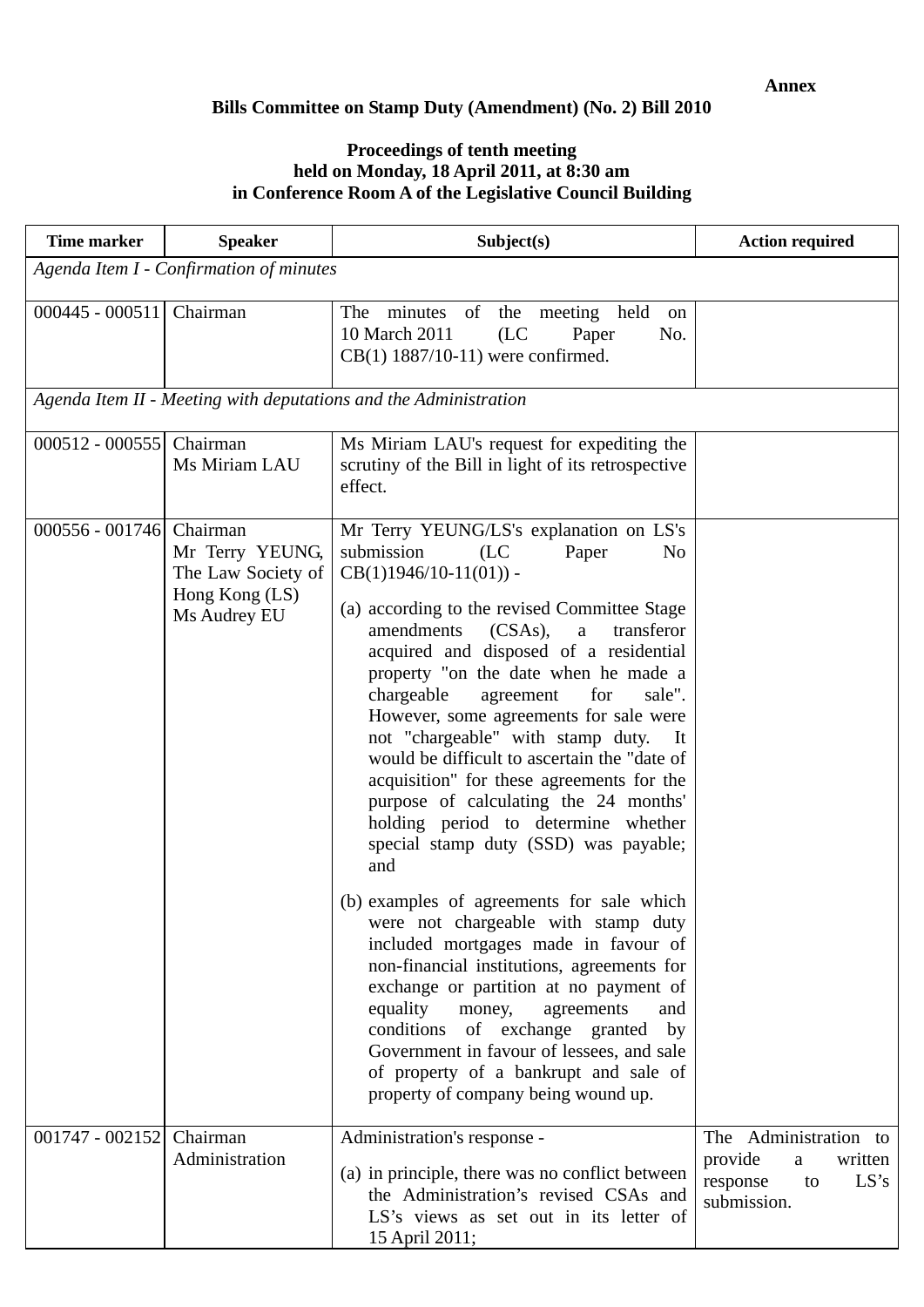**Annex**

**Bills Committee on Stamp Duty (Amendment) (No. 2) Bill 2010**

**Proceedings of tenth meeting held on Monday, 18 April 2011, at 8:30 am in Conference Room A of the Legislative Council Building**

| Time marker | Speaker | Subject(s) | Action required |
|---|---|---|---|
| *Agenda Item I - Confirmation of minutes* | | | |
| 000445 - 000511 | Chairman | The minutes of the meeting held on 10 March 2011 (LC Paper No. CB(1) 1887/10-11) were confirmed. | |
| *Agenda Item II - Meeting with deputations and the Administration* | | | |
| 000512 - 000555 | Chairman<br>Ms Miriam LAU | Ms Miriam LAU's request for expediting the scrutiny of the Bill in light of its retrospective effect. | |
| 000556 - 001746 | Chairman<br>Mr Terry YEUNG, The Law Society of Hong Kong (LS)<br>Ms Audrey EU | Mr Terry YEUNG/LS's explanation on LS's submission (LC Paper No CB(1)1946/10-11(01)) -<br>(a) according to the revised Committee Stage amendments (CSAs), a transferor acquired and disposed of a residential property "on the date when he made a chargeable agreement for sale". However, some agreements for sale were not "chargeable" with stamp duty. It would be difficult to ascertain the "date of acquisition" for these agreements for the purpose of calculating the 24 months' holding period to determine whether special stamp duty (SSD) was payable; and<br>(b) examples of agreements for sale which were not chargeable with stamp duty included mortgages made in favour of non-financial institutions, agreements for exchange or partition at no payment of equality money, agreements and conditions of exchange granted by Government in favour of lessees, and sale of property of a bankrupt and sale of property of company being wound up. | |
| 001747 - 002152 | Chairman<br>Administration | Administration's response -<br>(a) in principle, there was no conflict between the Administration's revised CSAs and LS's views as set out in its letter of 15 April 2011; | The Administration to provide a written response to LS's submission. |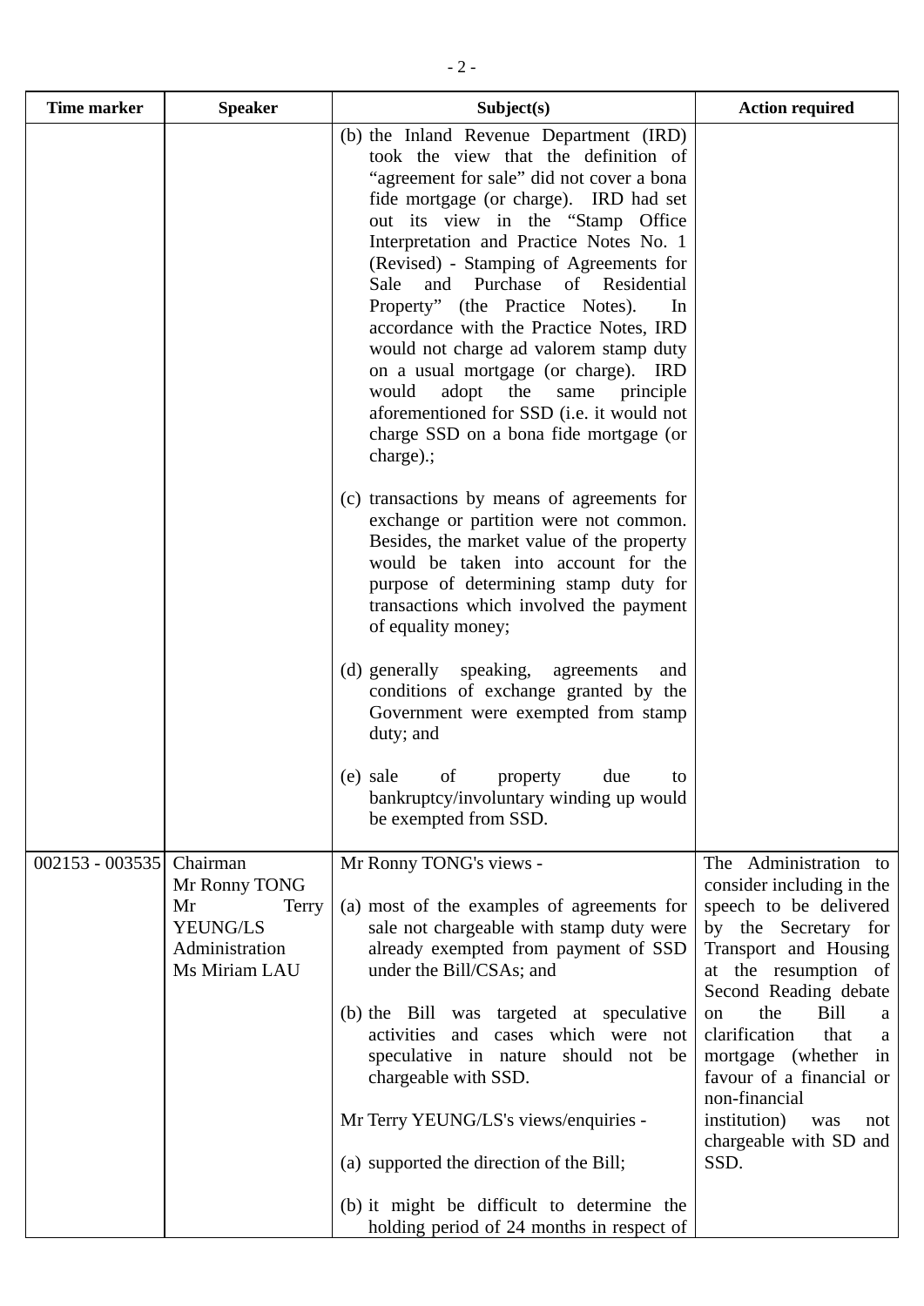| Time marker | Speaker | Subject(s) | Action required |
|---|---|---|---|
| | | (b) the Inland Revenue Department (IRD) took the view that the definition of "agreement for sale" did not cover a bona fide mortgage (or charge). IRD had set out its view in the "Stamp Office Interpretation and Practice Notes No. 1 (Revised) - Stamping of Agreements for Sale and Purchase of Residential Property" (the Practice Notes). In accordance with the Practice Notes, IRD would not charge ad valorem stamp duty on a usual mortgage (or charge). IRD would adopt the same principle aforementioned for SSD (i.e. it would not charge SSD on a bona fide mortgage (or charge).;<br><br>(c) transactions by means of agreements for exchange or partition were not common. Besides, the market value of the property would be taken into account for the purpose of determining stamp duty for transactions which involved the payment of equality money;<br><br>(d) generally speaking, agreements and conditions of exchange granted by the Government were exempted from stamp duty; and<br><br>(e) sale of property due to bankruptcy/involuntary winding up would be exempted from SSD. | |
| 002153 - 003535 | Chairman<br>Mr Ronny TONG<br>Mr Terry YEUNG/LS<br>Administration<br>Ms Miriam LAU | Mr Ronny TONG's views -<br><br>(a) most of the examples of agreements for sale not chargeable with stamp duty were already exempted from payment of SSD under the Bill/CSAs; and<br><br>(b) the Bill was targeted at speculative activities and cases which were not speculative in nature should not be chargeable with SSD.<br><br>Mr Terry YEUNG/LS's views/enquiries -<br><br>(a) supported the direction of the Bill;<br><br>(b) it might be difficult to determine the holding period of 24 months in respect of | The Administration to consider including in the speech to be delivered by the Secretary for Transport and Housing at the resumption of Second Reading debate on the Bill a clarification that a mortgage (whether in favour of a financial or non-financial institution) was not chargeable with SD and SSD. |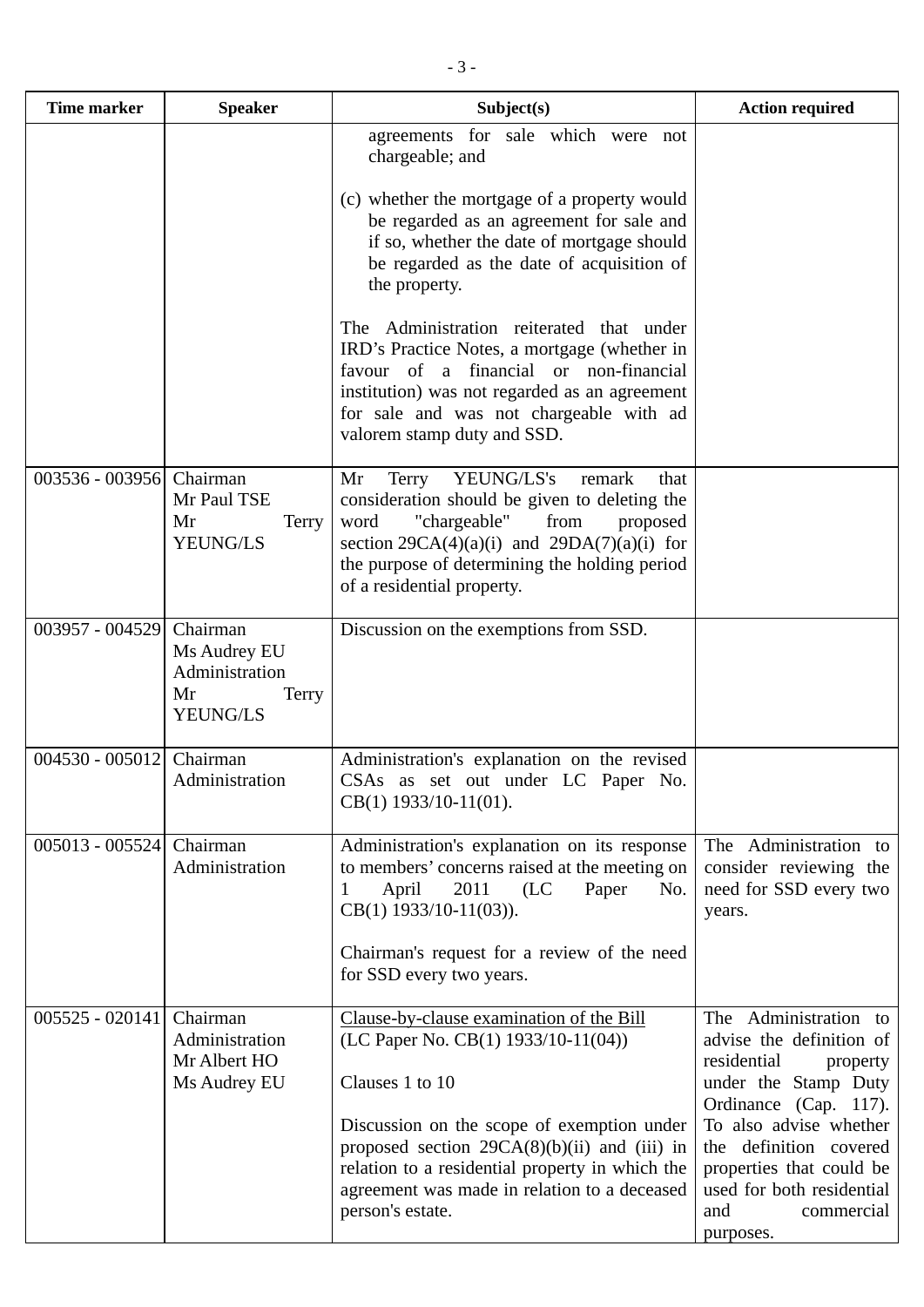| Time marker | Speaker | Subject(s) | Action required |
|---|---|---|---|
| | | agreements for sale which were not chargeable; and<br><br>(c) whether the mortgage of a property would be regarded as an agreement for sale and if so, whether the date of mortgage should be regarded as the date of acquisition of the property.<br><br>The Administration reiterated that under IRD's Practice Notes, a mortgage (whether in favour of a financial or non-financial institution) was not regarded as an agreement for sale and was not chargeable with ad valorem stamp duty and SSD. | |
| 003536 - 003956 | Chairman<br>Mr Paul TSE<br>Mr Terry YEUNG/LS | Mr Terry YEUNG/LS's remark that consideration should be given to deleting the word "chargeable" from proposed section 29CA(4)(a)(i) and 29DA(7)(a)(i) for the purpose of determining the holding period of a residential property. | |
| 003957 - 004529 | Chairman<br>Ms Audrey EU<br>Administration<br>Mr Terry YEUNG/LS | Discussion on the exemptions from SSD. | |
| 004530 - 005012 | Chairman<br>Administration | Administration's explanation on the revised CSAs as set out under LC Paper No. CB(1) 1933/10-11(01). | |
| 005013 - 005524 | Chairman<br>Administration | Administration's explanation on its response to members' concerns raised at the meeting on 1 April 2011 (LC Paper No. CB(1) 1933/10-11(03)).<br><br>Chairman's request for a review of the need for SSD every two years. | The Administration to consider reviewing the need for SSD every two years. |
| 005525 - 020141 | Chairman<br>Administration<br>Mr Albert HO<br>Ms Audrey EU | Clause-by-clause examination of the Bill<br>(LC Paper No. CB(1) 1933/10-11(04))<br><br>Clauses 1 to 10<br><br>Discussion on the scope of exemption under proposed section 29CA(8)(b)(ii) and (iii) in relation to a residential property in which the agreement was made in relation to a deceased person's estate. | The Administration to advise the definition of residential property under the Stamp Duty Ordinance (Cap. 117). To also advise whether the definition covered properties that could be used for both residential and commercial purposes. |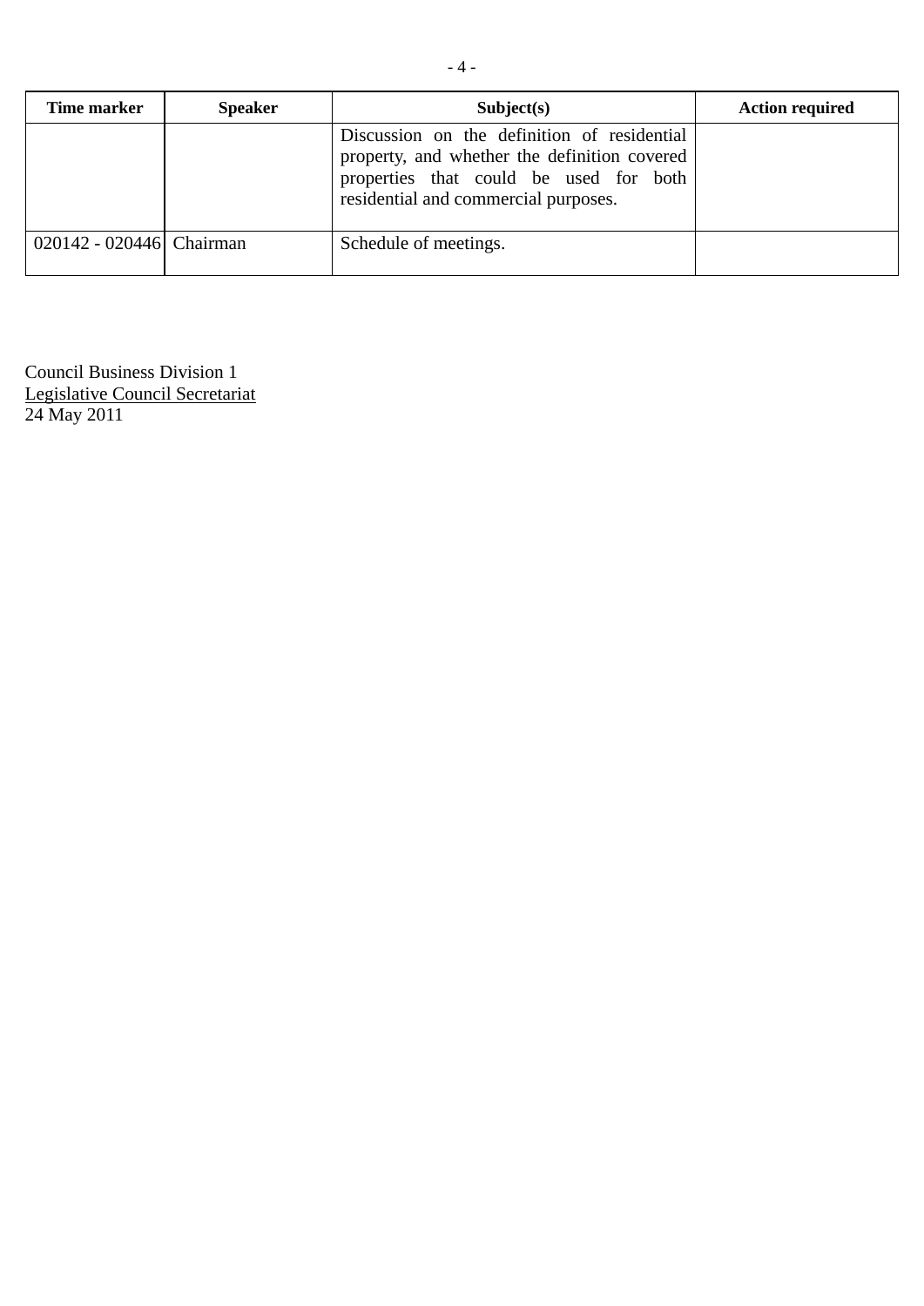| Time marker | Speaker | Subject(s) | Action required |
|---|---|---|---|
| | | Discussion on the definition of residential property, and whether the definition covered properties that could be used for both residential and commercial purposes. | |
| 020142 - 020446 | Chairman | Schedule of meetings. | |

Council Business Division 1
Legislative Council Secretariat
24 May 2011